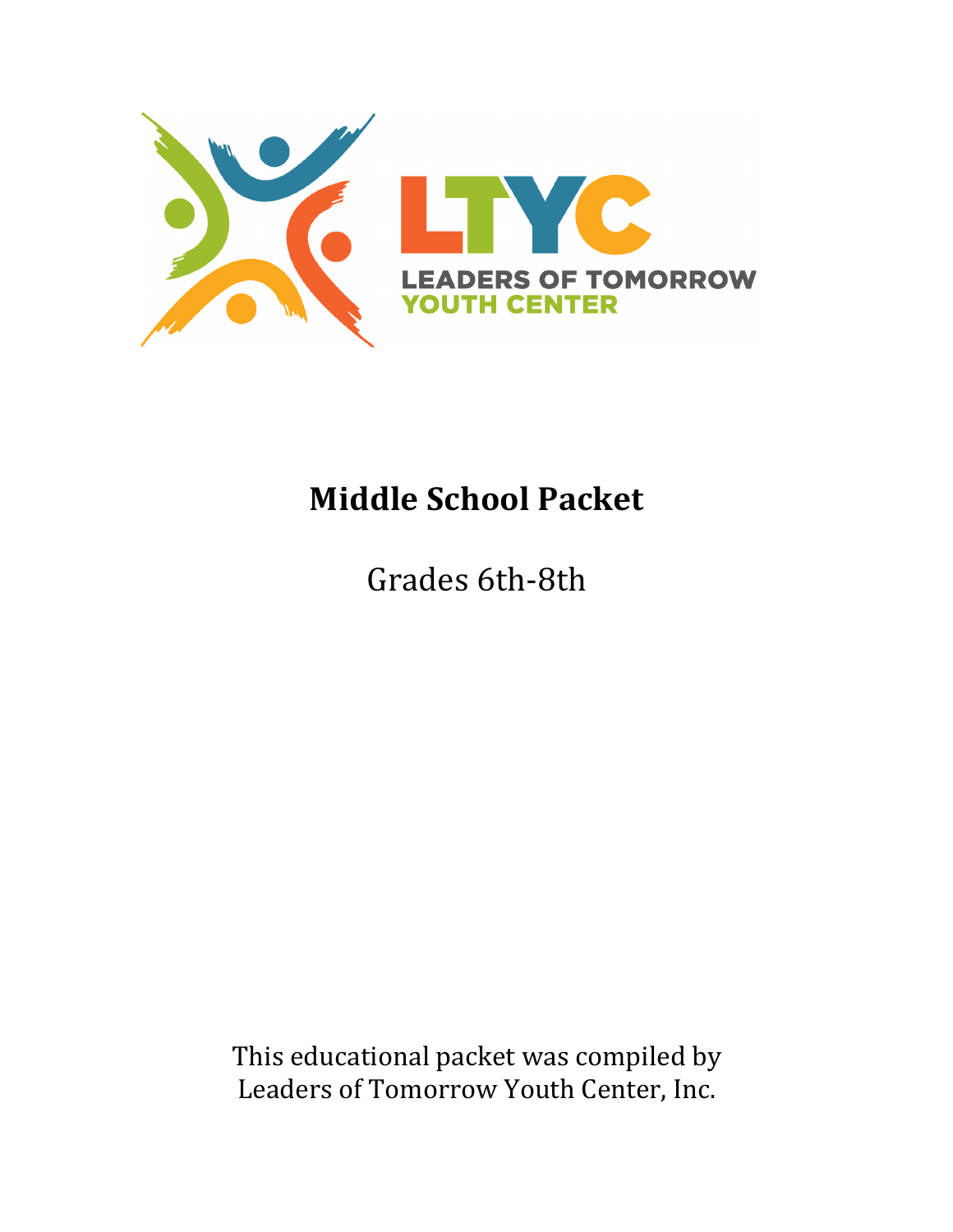LTYC

LEADERS OF TOMORROW YOUTH CENTER

# Middle School Packet

Grades 6th-8th

This educational packet was compiled by Leaders of Tomorrow Youth Center, Inc.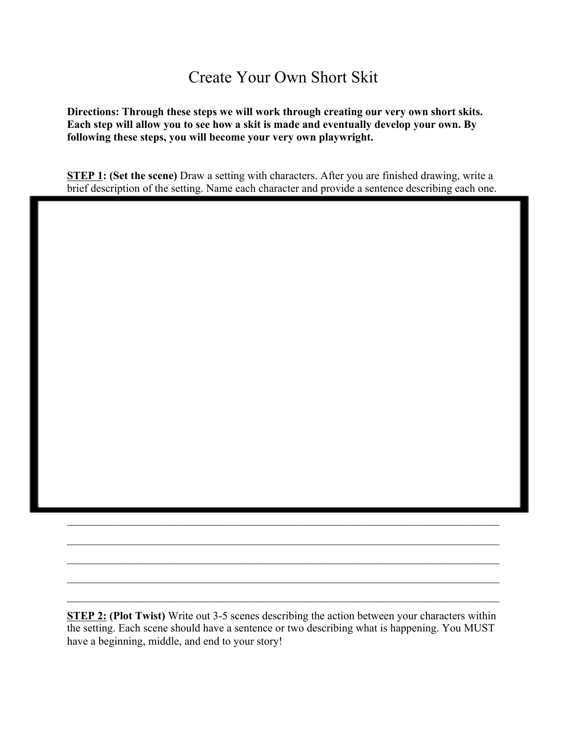# Create Your Own Short Skit

**Directions: Through these steps we will work through creating our very own short skits. Each step will allow you to see how a skit is made and eventually develop your own. By following these steps, you will become your very own playwright.**

**<u>STEP 1</u>: (Set the scene)** Draw a setting with characters. After you are finished drawing, write a brief description of the setting. Name each character and provide a sentence describing each one.

______________________________________________________________________________

______________________________________________________________________________

______________________________________________________________________________

______________________________________________________________________________

______________________________________________________________________________

**<u>STEP 2:</u> (Plot Twist)** Write out 3-5 scenes describing the action between your characters within the setting. Each scene should have a sentence or two describing what is happening. You MUST have a beginning, middle, and end to your story!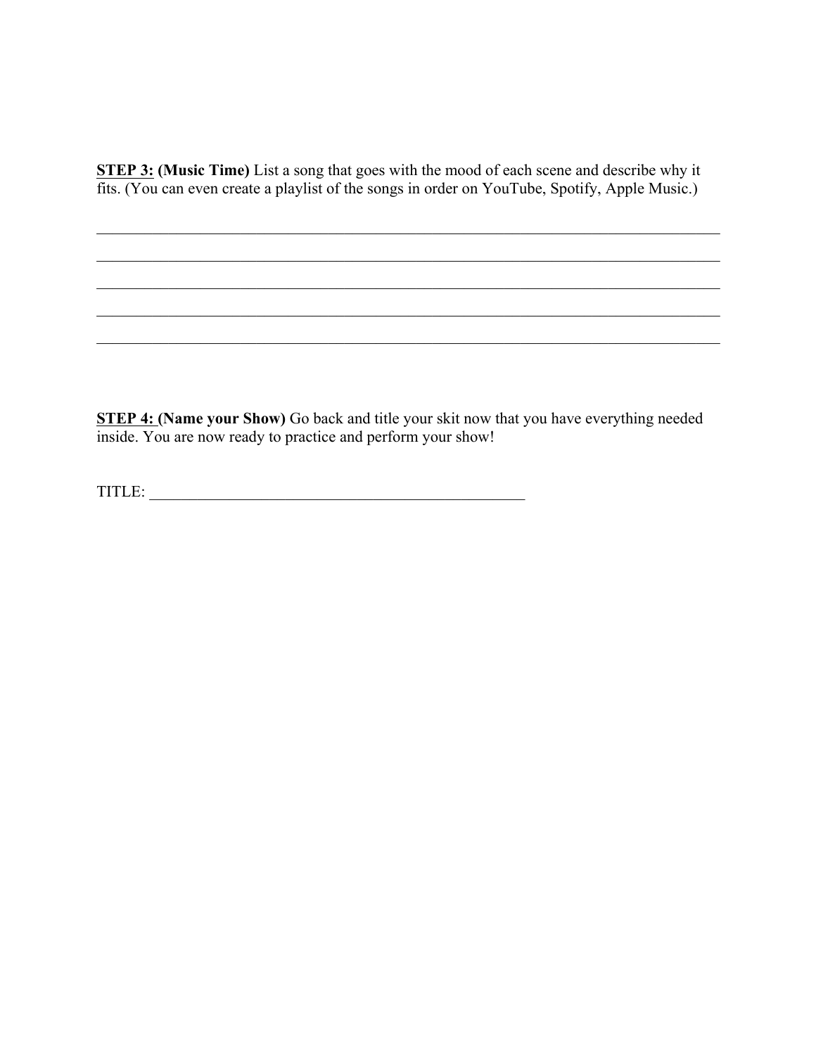**STEP 3: (Music Time)** List a song that goes with the mood of each scene and describe why it fits. (You can even create a playlist of the songs in order on YouTube, Spotify, Apple Music.)

______________________________________________________________________________

______________________________________________________________________________

______________________________________________________________________________

______________________________________________________________________________

______________________________________________________________________________

**STEP 4: (Name your Show)** Go back and title your skit now that you have everything needed inside. You are now ready to practice and perform your show!

TITLE: ______________________________________________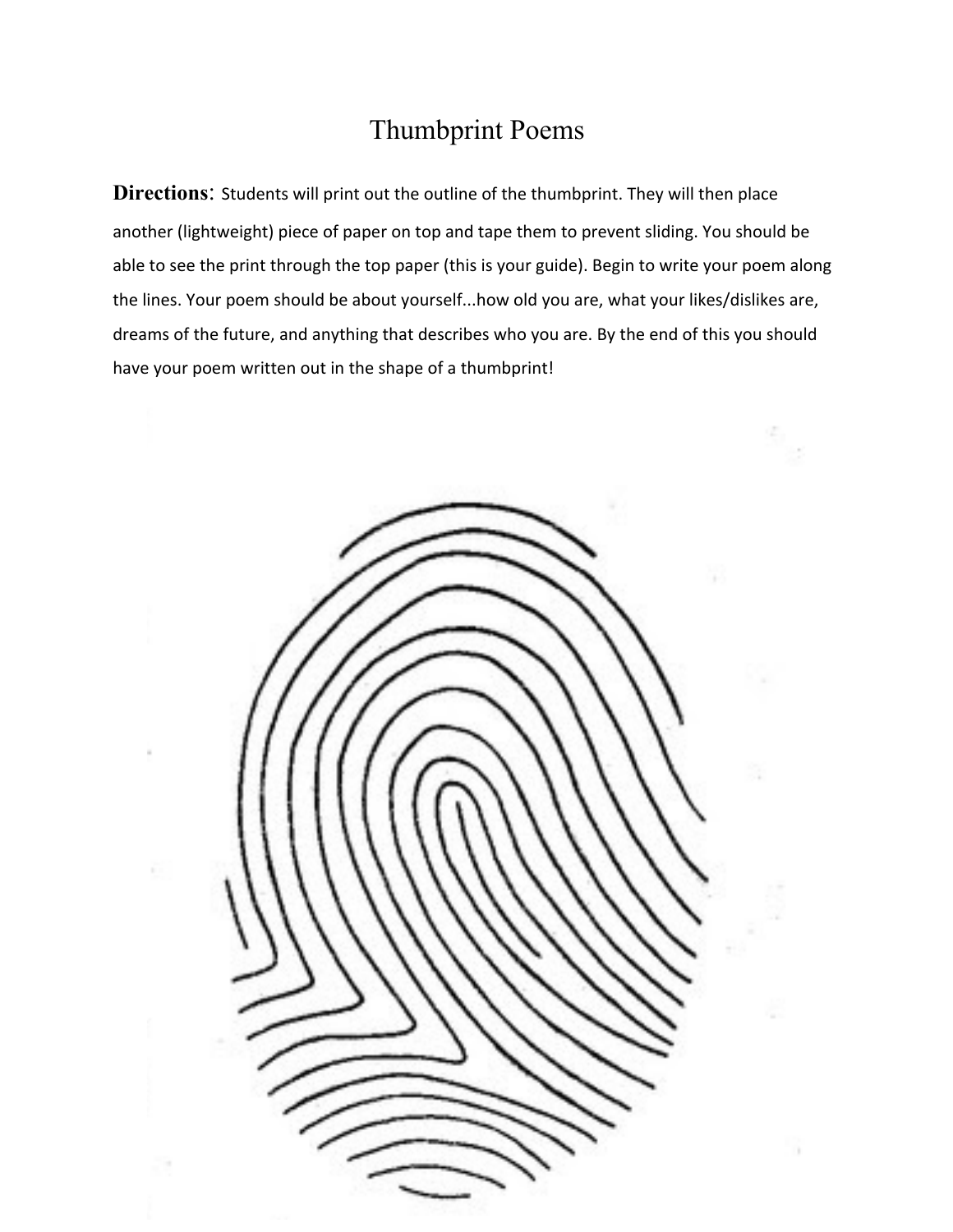# Thumbprint Poems

**Directions**: Students will print out the outline of the thumbprint. They will then place another (lightweight) piece of paper on top and tape them to prevent sliding. You should be able to see the print through the top paper (this is your guide). Begin to write your poem along the lines. Your poem should be about yourself...how old you are, what your likes/dislikes are, dreams of the future, and anything that describes who you are. By the end of this you should have your poem written out in the shape of a thumbprint!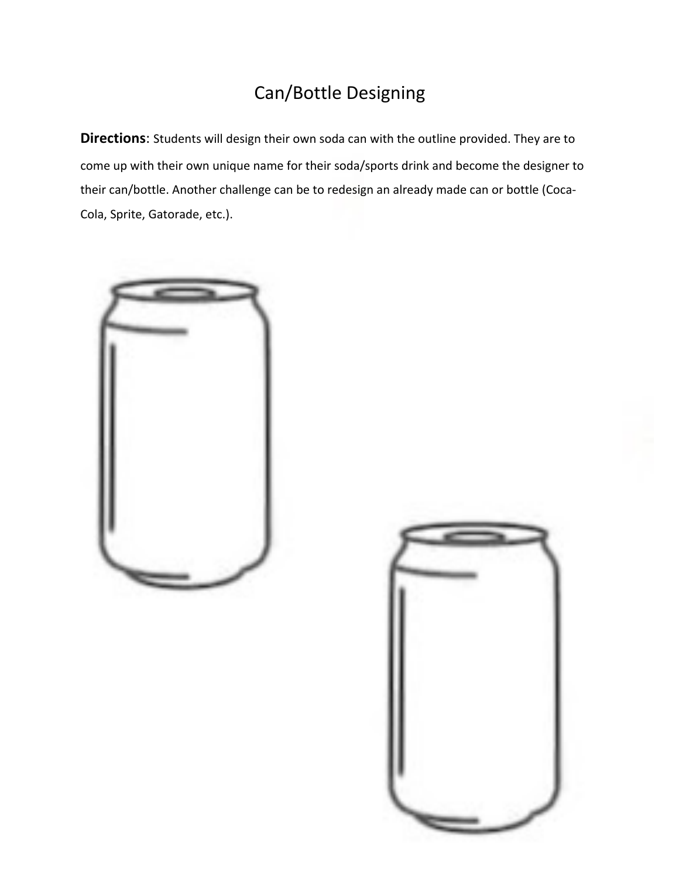# Can/Bottle Designing

**Directions**: Students will design their own soda can with the outline provided. They are to come up with their own unique name for their soda/sports drink and become the designer to their can/bottle. Another challenge can be to redesign an already made can or bottle (Coca-Cola, Sprite, Gatorade, etc.).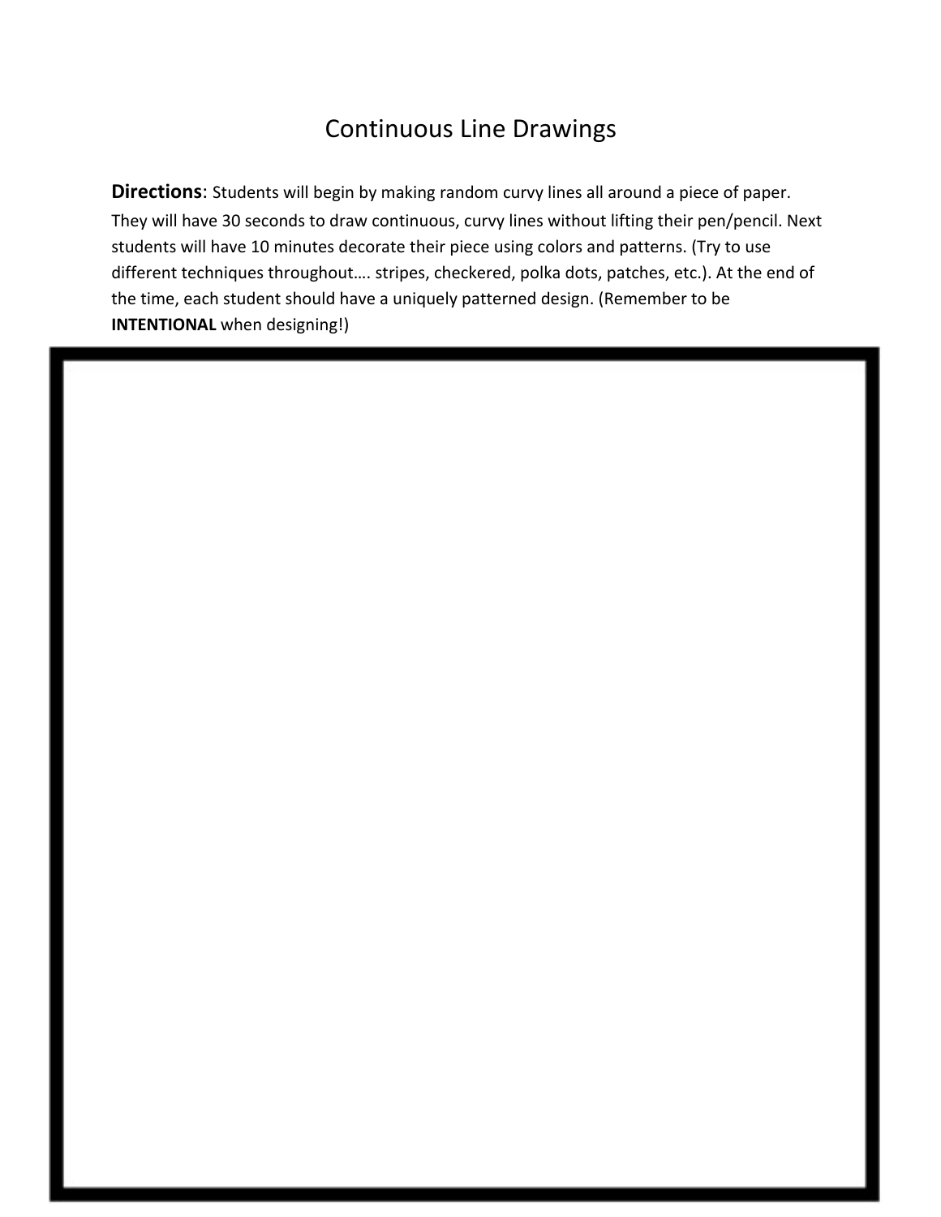# Continuous Line Drawings

**Directions**: Students will begin by making random curvy lines all around a piece of paper. They will have 30 seconds to draw continuous, curvy lines without lifting their pen/pencil. Next students will have 10 minutes decorate their piece using colors and patterns. (Try to use different techniques throughout…. stripes, checkered, polka dots, patches, etc.). At the end of the time, each student should have a uniquely patterned design. (Remember to be **INTENTIONAL** when designing!)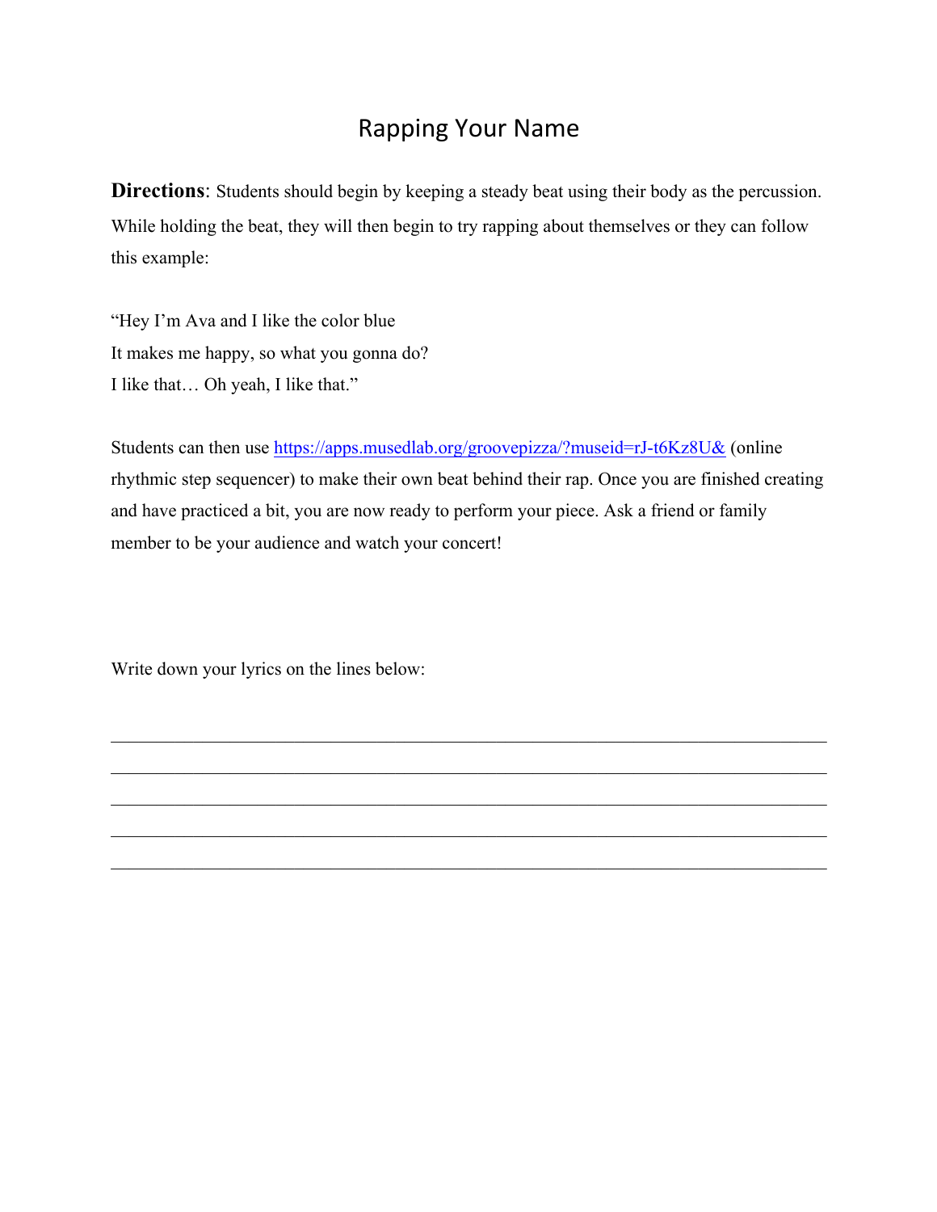# Rapping Your Name

**Directions**: Students should begin by keeping a steady beat using their body as the percussion. While holding the beat, they will then begin to try rapping about themselves or they can follow this example:

"Hey I'm Ava and I like the color blue
It makes me happy, so what you gonna do?
I like that… Oh yeah, I like that."

Students can then use [https://apps.musedlab.org/groovepizza/?museid=rJ-t6Kz8U&](https://apps.musedlab.org/groovepizza/?museid=rJ-t6Kz8U&) (online rhythmic step sequencer) to make their own beat behind their rap. Once you are finished creating and have practiced a bit, you are now ready to perform your piece. Ask a friend or family member to be your audience and watch your concert!

Write down your lyrics on the lines below:

_______________________________________________________________________________

_______________________________________________________________________________

_______________________________________________________________________________

_______________________________________________________________________________

_______________________________________________________________________________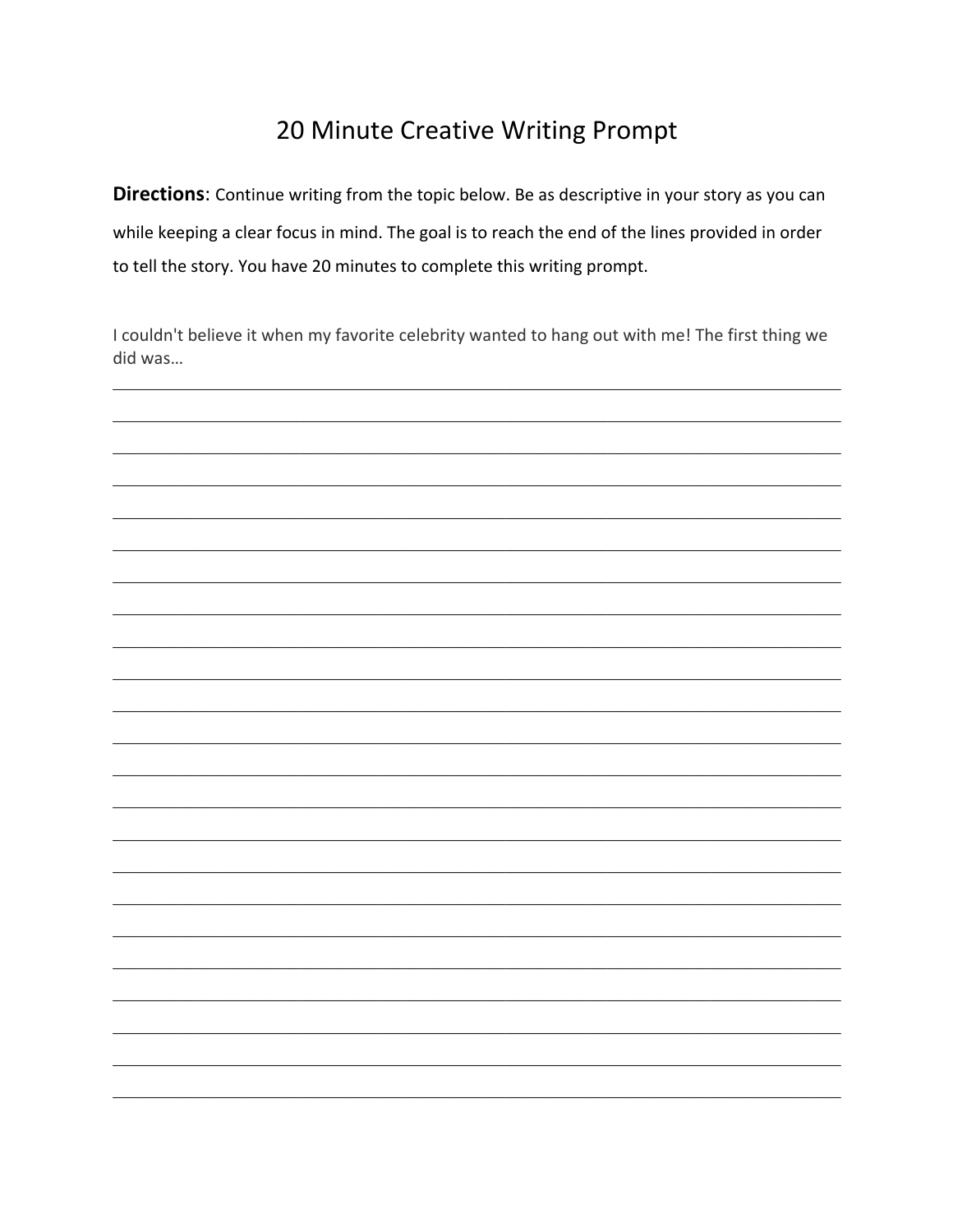# 20 Minute Creative Writing Prompt

**Directions**: Continue writing from the topic below. Be as descriptive in your story as you can while keeping a clear focus in mind. The goal is to reach the end of the lines provided in order to tell the story. You have 20 minutes to complete this writing prompt.

I couldn't believe it when my favorite celebrity wanted to hang out with me! The first thing we did was…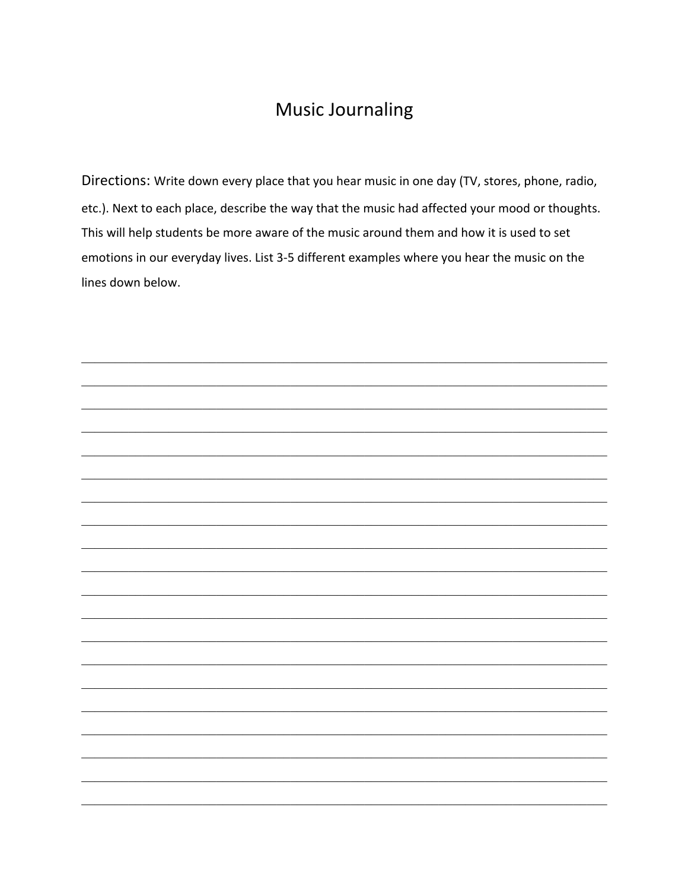# Music Journaling

Directions: Write down every place that you hear music in one day (TV, stores, phone, radio, etc.). Next to each place, describe the way that the music had affected your mood or thoughts. This will help students be more aware of the music around them and how it is used to set emotions in our everyday lives. List 3-5 different examples where you hear the music on the lines down below.